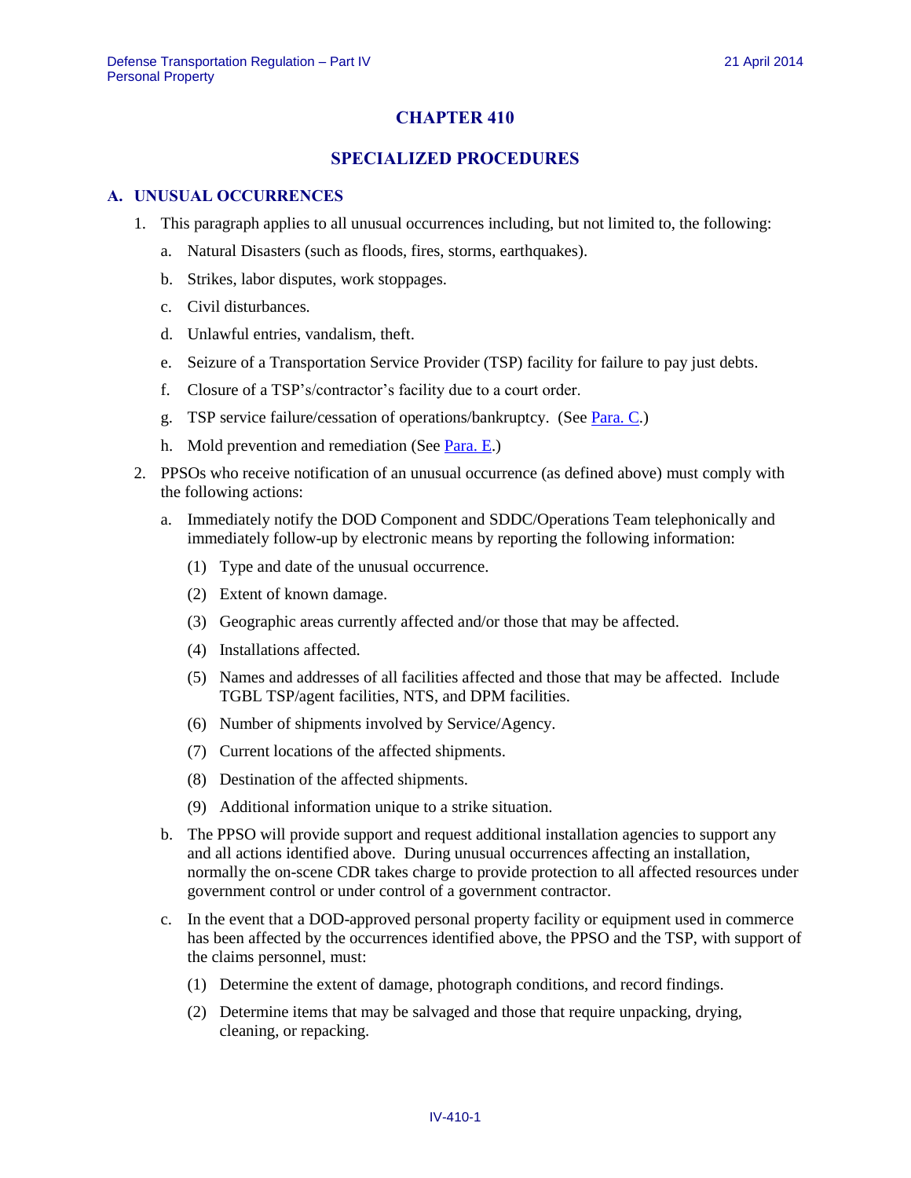# CHAPTER 410

## SPECIALIZED PROCEDURES

### A. UNUSUAL OCCURRENCES

1. This paragraph applies to all unusual occurrences including, but not limited to, the following:

   a. Natural Disasters (such as floods, fires, storms, earthquakes).

   b. Strikes, labor disputes, work stoppages.

   c. Civil disturbances.

   d. Unlawful entries, vandalism, theft.

   e. Seizure of a Transportation Service Provider (TSP) facility for failure to pay just debts.

   f. Closure of a TSP's/contractor's facility due to a court order.

   g. TSP service failure/cessation of operations/bankruptcy. (See Para. C.)

   h. Mold prevention and remediation (See Para. E.)

2. PPSOs who receive notification of an unusual occurrence (as defined above) must comply with the following actions:

   a. Immediately notify the DOD Component and SDDC/Operations Team telephonically and immediately follow-up by electronic means by reporting the following information:

      (1) Type and date of the unusual occurrence.

      (2) Extent of known damage.

      (3) Geographic areas currently affected and/or those that may be affected.

      (4) Installations affected.

      (5) Names and addresses of all facilities affected and those that may be affected. Include TGBL TSP/agent facilities, NTS, and DPM facilities.

      (6) Number of shipments involved by Service/Agency.

      (7) Current locations of the affected shipments.

      (8) Destination of the affected shipments.

      (9) Additional information unique to a strike situation.

   b. The PPSO will provide support and request additional installation agencies to support any and all actions identified above. During unusual occurrences affecting an installation, normally the on-scene CDR takes charge to provide protection to all affected resources under government control or under control of a government contractor.

   c. In the event that a DOD-approved personal property facility or equipment used in commerce has been affected by the occurrences identified above, the PPSO and the TSP, with support of the claims personnel, must:

      (1) Determine the extent of damage, photograph conditions, and record findings.

      (2) Determine items that may be salvaged and those that require unpacking, drying, cleaning, or repacking.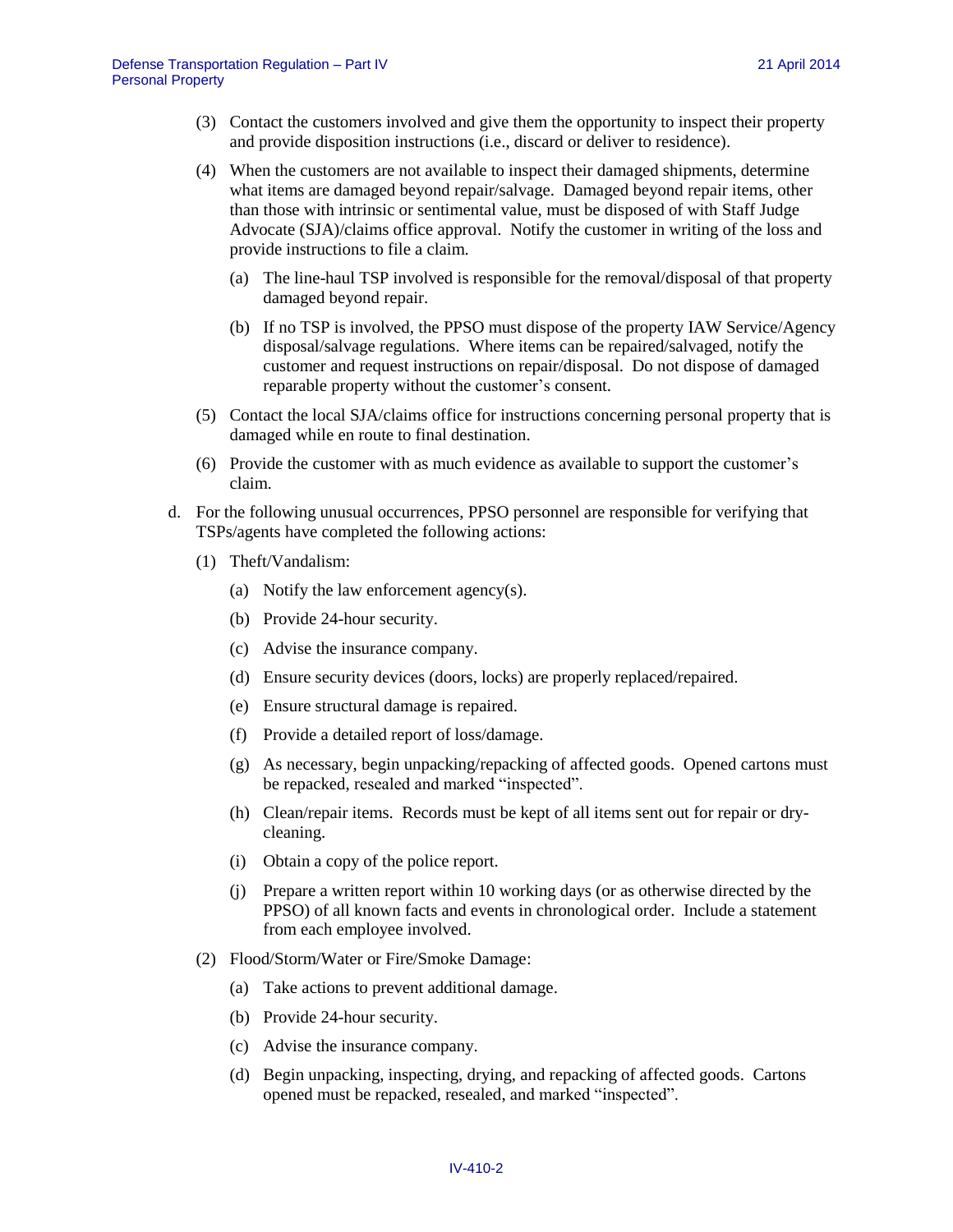(3) Contact the customers involved and give them the opportunity to inspect their property and provide disposition instructions (i.e., discard or deliver to residence).

(4) When the customers are not available to inspect their damaged shipments, determine what items are damaged beyond repair/salvage. Damaged beyond repair items, other than those with intrinsic or sentimental value, must be disposed of with Staff Judge Advocate (SJA)/claims office approval. Notify the customer in writing of the loss and provide instructions to file a claim.

  (a) The line-haul TSP involved is responsible for the removal/disposal of that property damaged beyond repair.

  (b) If no TSP is involved, the PPSO must dispose of the property IAW Service/Agency disposal/salvage regulations. Where items can be repaired/salvaged, notify the customer and request instructions on repair/disposal. Do not dispose of damaged reparable property without the customer's consent.

(5) Contact the local SJA/claims office for instructions concerning personal property that is damaged while en route to final destination.

(6) Provide the customer with as much evidence as available to support the customer's claim.

d. For the following unusual occurrences, PPSO personnel are responsible for verifying that TSPs/agents have completed the following actions:

(1) Theft/Vandalism:

  (a) Notify the law enforcement agency(s).

  (b) Provide 24-hour security.

  (c) Advise the insurance company.

  (d) Ensure security devices (doors, locks) are properly replaced/repaired.

  (e) Ensure structural damage is repaired.

  (f) Provide a detailed report of loss/damage.

  (g) As necessary, begin unpacking/repacking of affected goods. Opened cartons must be repacked, resealed and marked "inspected".

  (h) Clean/repair items. Records must be kept of all items sent out for repair or dry-cleaning.

  (i) Obtain a copy of the police report.

  (j) Prepare a written report within 10 working days (or as otherwise directed by the PPSO) of all known facts and events in chronological order. Include a statement from each employee involved.

(2) Flood/Storm/Water or Fire/Smoke Damage:

  (a) Take actions to prevent additional damage.

  (b) Provide 24-hour security.

  (c) Advise the insurance company.

  (d) Begin unpacking, inspecting, drying, and repacking of affected goods. Cartons opened must be repacked, resealed, and marked "inspected".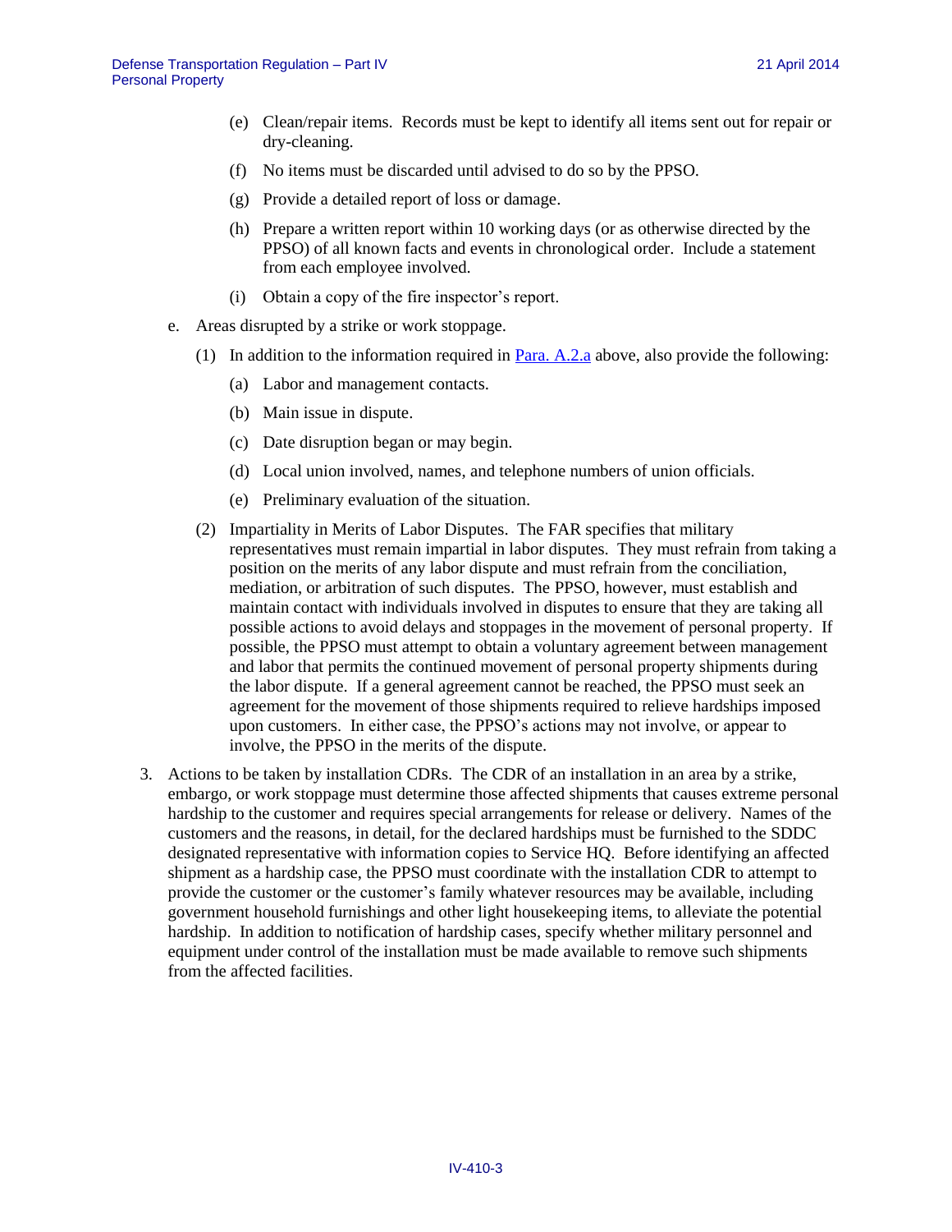(e) Clean/repair items. Records must be kept to identify all items sent out for repair or dry-cleaning.

(f) No items must be discarded until advised to do so by the PPSO.

(g) Provide a detailed report of loss or damage.

(h) Prepare a written report within 10 working days (or as otherwise directed by the PPSO) of all known facts and events in chronological order. Include a statement from each employee involved.

(i) Obtain a copy of the fire inspector's report.

e. Areas disrupted by a strike or work stoppage.

(1) In addition to the information required in Para. A.2.a above, also provide the following:

(a) Labor and management contacts.

(b) Main issue in dispute.

(c) Date disruption began or may begin.

(d) Local union involved, names, and telephone numbers of union officials.

(e) Preliminary evaluation of the situation.

(2) Impartiality in Merits of Labor Disputes. The FAR specifies that military representatives must remain impartial in labor disputes. They must refrain from taking a position on the merits of any labor dispute and must refrain from the conciliation, mediation, or arbitration of such disputes. The PPSO, however, must establish and maintain contact with individuals involved in disputes to ensure that they are taking all possible actions to avoid delays and stoppages in the movement of personal property. If possible, the PPSO must attempt to obtain a voluntary agreement between management and labor that permits the continued movement of personal property shipments during the labor dispute. If a general agreement cannot be reached, the PPSO must seek an agreement for the movement of those shipments required to relieve hardships imposed upon customers. In either case, the PPSO's actions may not involve, or appear to involve, the PPSO in the merits of the dispute.

3. Actions to be taken by installation CDRs. The CDR of an installation in an area by a strike, embargo, or work stoppage must determine those affected shipments that causes extreme personal hardship to the customer and requires special arrangements for release or delivery. Names of the customers and the reasons, in detail, for the declared hardships must be furnished to the SDDC designated representative with information copies to Service HQ. Before identifying an affected shipment as a hardship case, the PPSO must coordinate with the installation CDR to attempt to provide the customer or the customer's family whatever resources may be available, including government household furnishings and other light housekeeping items, to alleviate the potential hardship. In addition to notification of hardship cases, specify whether military personnel and equipment under control of the installation must be made available to remove such shipments from the affected facilities.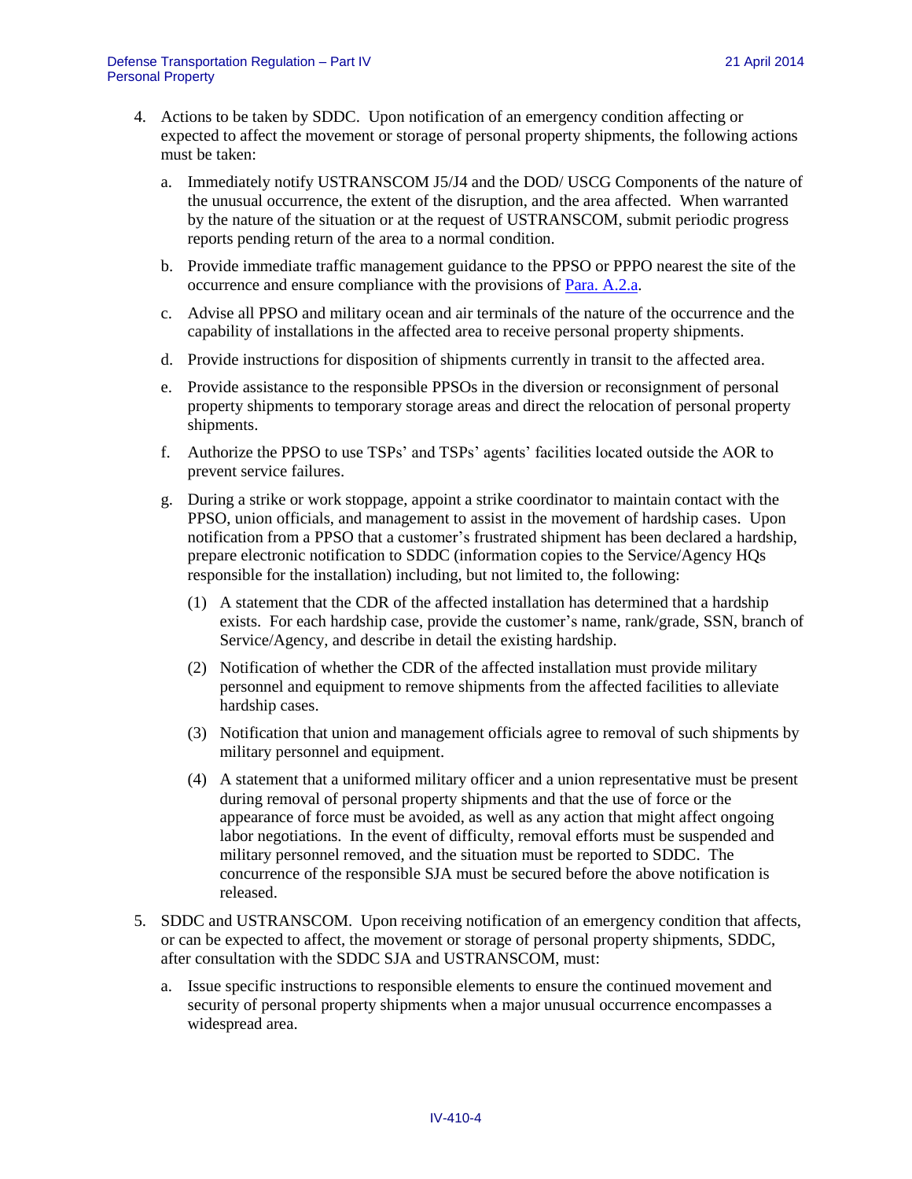4. Actions to be taken by SDDC. Upon notification of an emergency condition affecting or expected to affect the movement or storage of personal property shipments, the following actions must be taken:

   a. Immediately notify USTRANSCOM J5/J4 and the DOD/ USCG Components of the nature of the unusual occurrence, the extent of the disruption, and the area affected. When warranted by the nature of the situation or at the request of USTRANSCOM, submit periodic progress reports pending return of the area to a normal condition.

   b. Provide immediate traffic management guidance to the PPSO or PPPO nearest the site of the occurrence and ensure compliance with the provisions of Para. A.2.a.

   c. Advise all PPSO and military ocean and air terminals of the nature of the occurrence and the capability of installations in the affected area to receive personal property shipments.

   d. Provide instructions for disposition of shipments currently in transit to the affected area.

   e. Provide assistance to the responsible PPSOs in the diversion or reconsignment of personal property shipments to temporary storage areas and direct the relocation of personal property shipments.

   f. Authorize the PPSO to use TSPs' and TSPs' agents' facilities located outside the AOR to prevent service failures.

   g. During a strike or work stoppage, appoint a strike coordinator to maintain contact with the PPSO, union officials, and management to assist in the movement of hardship cases. Upon notification from a PPSO that a customer's frustrated shipment has been declared a hardship, prepare electronic notification to SDDC (information copies to the Service/Agency HQs responsible for the installation) including, but not limited to, the following:

      (1) A statement that the CDR of the affected installation has determined that a hardship exists. For each hardship case, provide the customer's name, rank/grade, SSN, branch of Service/Agency, and describe in detail the existing hardship.

      (2) Notification of whether the CDR of the affected installation must provide military personnel and equipment to remove shipments from the affected facilities to alleviate hardship cases.

      (3) Notification that union and management officials agree to removal of such shipments by military personnel and equipment.

      (4) A statement that a uniformed military officer and a union representative must be present during removal of personal property shipments and that the use of force or the appearance of force must be avoided, as well as any action that might affect ongoing labor negotiations. In the event of difficulty, removal efforts must be suspended and military personnel removed, and the situation must be reported to SDDC. The concurrence of the responsible SJA must be secured before the above notification is released.

5. SDDC and USTRANSCOM. Upon receiving notification of an emergency condition that affects, or can be expected to affect, the movement or storage of personal property shipments, SDDC, after consultation with the SDDC SJA and USTRANSCOM, must:

   a. Issue specific instructions to responsible elements to ensure the continued movement and security of personal property shipments when a major unusual occurrence encompasses a widespread area.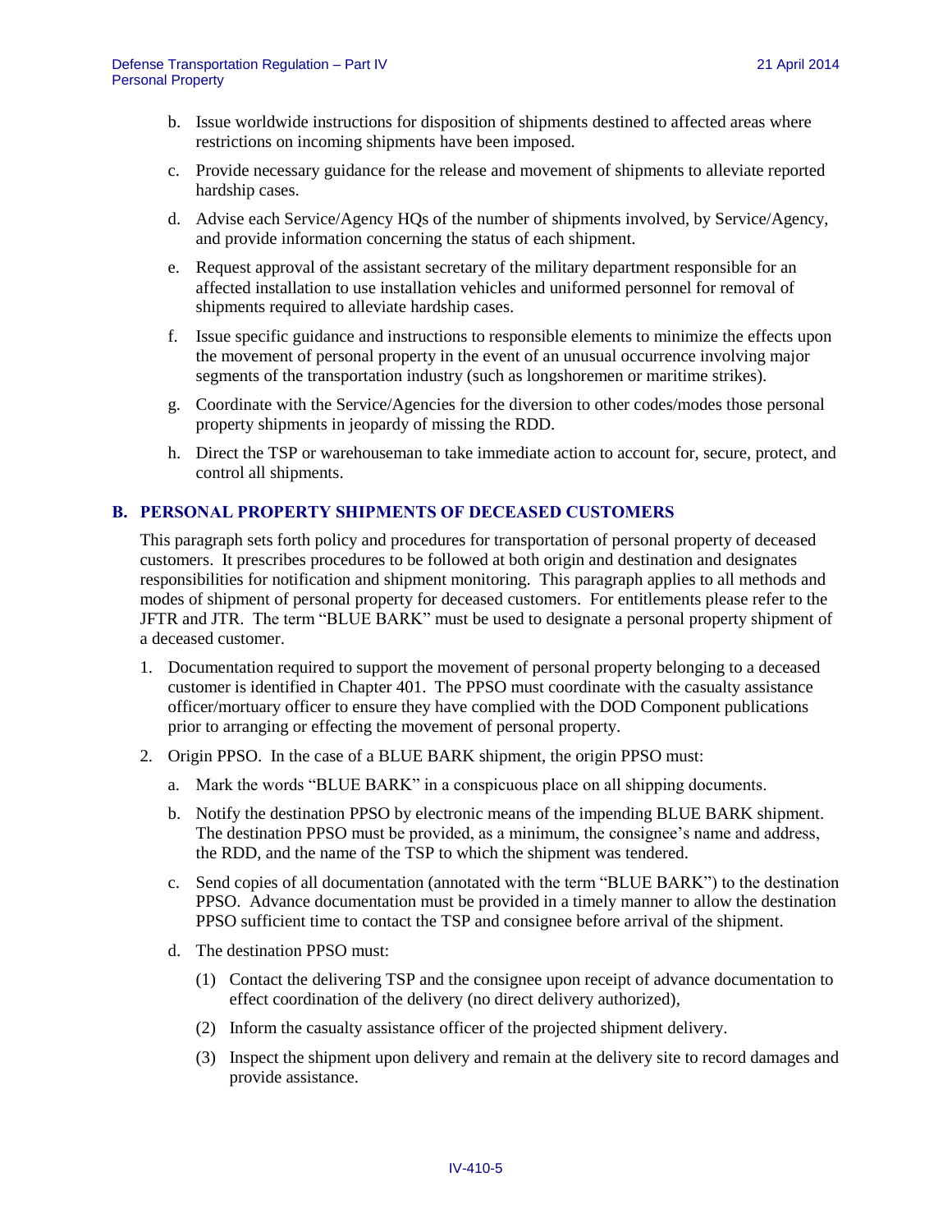b. Issue worldwide instructions for disposition of shipments destined to affected areas where restrictions on incoming shipments have been imposed.

c. Provide necessary guidance for the release and movement of shipments to alleviate reported hardship cases.

d. Advise each Service/Agency HQs of the number of shipments involved, by Service/Agency, and provide information concerning the status of each shipment.

e. Request approval of the assistant secretary of the military department responsible for an affected installation to use installation vehicles and uniformed personnel for removal of shipments required to alleviate hardship cases.

f. Issue specific guidance and instructions to responsible elements to minimize the effects upon the movement of personal property in the event of an unusual occurrence involving major segments of the transportation industry (such as longshoremen or maritime strikes).

g. Coordinate with the Service/Agencies for the diversion to other codes/modes those personal property shipments in jeopardy of missing the RDD.

h. Direct the TSP or warehouseman to take immediate action to account for, secure, protect, and control all shipments.

## B. PERSONAL PROPERTY SHIPMENTS OF DECEASED CUSTOMERS

This paragraph sets forth policy and procedures for transportation of personal property of deceased customers. It prescribes procedures to be followed at both origin and destination and designates responsibilities for notification and shipment monitoring. This paragraph applies to all methods and modes of shipment of personal property for deceased customers. For entitlements please refer to the JFTR and JTR. The term "BLUE BARK" must be used to designate a personal property shipment of a deceased customer.

1. Documentation required to support the movement of personal property belonging to a deceased customer is identified in Chapter 401. The PPSO must coordinate with the casualty assistance officer/mortuary officer to ensure they have complied with the DOD Component publications prior to arranging or effecting the movement of personal property.

2. Origin PPSO. In the case of a BLUE BARK shipment, the origin PPSO must:

   a. Mark the words "BLUE BARK" in a conspicuous place on all shipping documents.

   b. Notify the destination PPSO by electronic means of the impending BLUE BARK shipment. The destination PPSO must be provided, as a minimum, the consignee's name and address, the RDD, and the name of the TSP to which the shipment was tendered.

   c. Send copies of all documentation (annotated with the term "BLUE BARK") to the destination PPSO. Advance documentation must be provided in a timely manner to allow the destination PPSO sufficient time to contact the TSP and consignee before arrival of the shipment.

   d. The destination PPSO must:

      (1) Contact the delivering TSP and the consignee upon receipt of advance documentation to effect coordination of the delivery (no direct delivery authorized),

      (2) Inform the casualty assistance officer of the projected shipment delivery.

      (3) Inspect the shipment upon delivery and remain at the delivery site to record damages and provide assistance.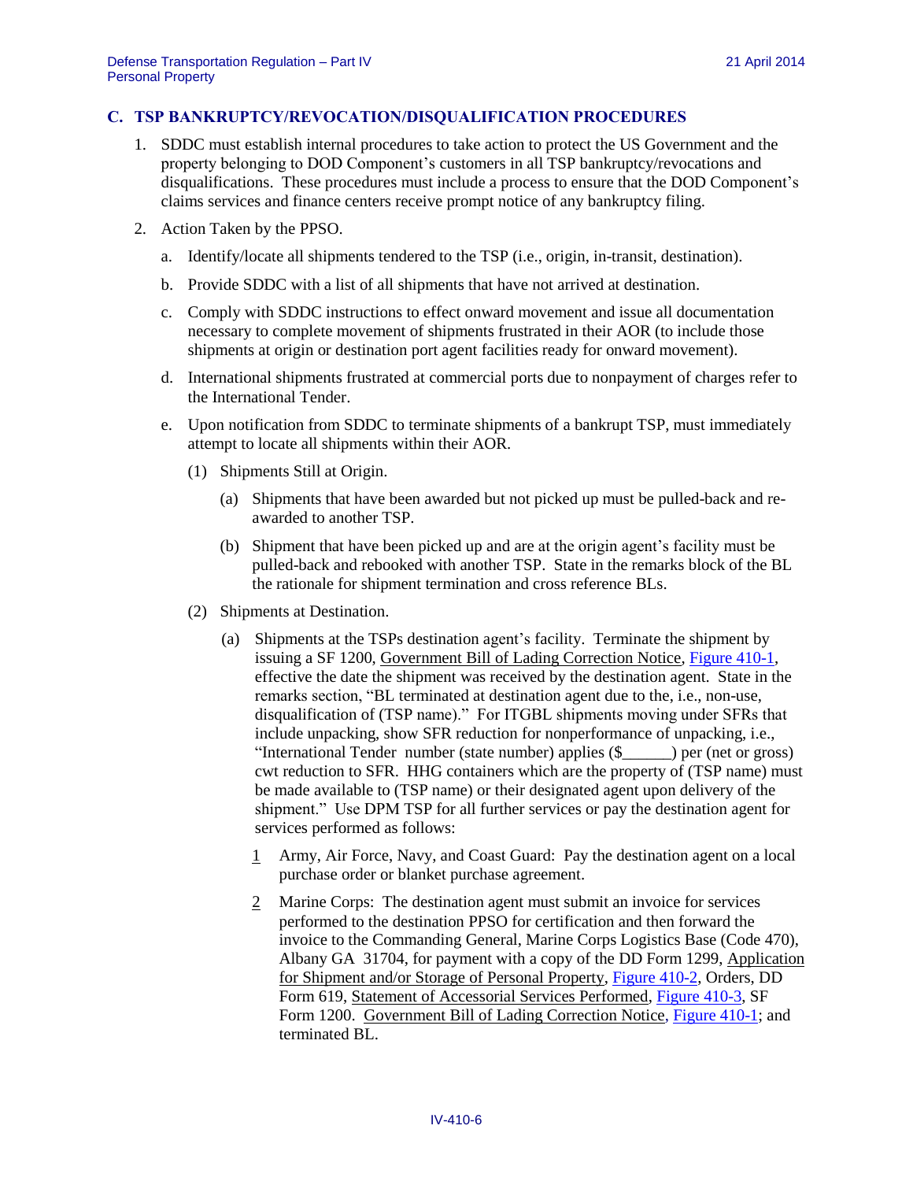## C. TSP BANKRUPTCY/REVOCATION/DISQUALIFICATION PROCEDURES

1. SDDC must establish internal procedures to take action to protect the US Government and the property belonging to DOD Component's customers in all TSP bankruptcy/revocations and disqualifications. These procedures must include a process to ensure that the DOD Component's claims services and finance centers receive prompt notice of any bankruptcy filing.

2. Action Taken by the PPSO.

   a. Identify/locate all shipments tendered to the TSP (i.e., origin, in-transit, destination).

   b. Provide SDDC with a list of all shipments that have not arrived at destination.

   c. Comply with SDDC instructions to effect onward movement and issue all documentation necessary to complete movement of shipments frustrated in their AOR (to include those shipments at origin or destination port agent facilities ready for onward movement).

   d. International shipments frustrated at commercial ports due to nonpayment of charges refer to the International Tender.

   e. Upon notification from SDDC to terminate shipments of a bankrupt TSP, must immediately attempt to locate all shipments within their AOR.

      (1) Shipments Still at Origin.

         (a) Shipments that have been awarded but not picked up must be pulled-back and re-awarded to another TSP.

         (b) Shipment that have been picked up and are at the origin agent's facility must be pulled-back and rebooked with another TSP. State in the remarks block of the BL the rationale for shipment termination and cross reference BLs.

      (2) Shipments at Destination.

         (a) Shipments at the TSPs destination agent's facility. Terminate the shipment by issuing a SF 1200, Government Bill of Lading Correction Notice, Figure 410-1, effective the date the shipment was received by the destination agent. State in the remarks section, "BL terminated at destination agent due to the, i.e., non-use, disqualification of (TSP name)." For ITGBL shipments moving under SFRs that include unpacking, show SFR reduction for nonperformance of unpacking, i.e., "International Tender number (state number) applies ($______) per (net or gross) cwt reduction to SFR. HHG containers which are the property of (TSP name) must be made available to (TSP name) or their designated agent upon delivery of the shipment." Use DPM TSP for all further services or pay the destination agent for services performed as follows:

            1 Army, Air Force, Navy, and Coast Guard: Pay the destination agent on a local purchase order or blanket purchase agreement.

            2 Marine Corps: The destination agent must submit an invoice for services performed to the destination PPSO for certification and then forward the invoice to the Commanding General, Marine Corps Logistics Base (Code 470), Albany GA 31704, for payment with a copy of the DD Form 1299, Application for Shipment and/or Storage of Personal Property, Figure 410-2, Orders, DD Form 619, Statement of Accessorial Services Performed, Figure 410-3, SF Form 1200. Government Bill of Lading Correction Notice, Figure 410-1; and terminated BL.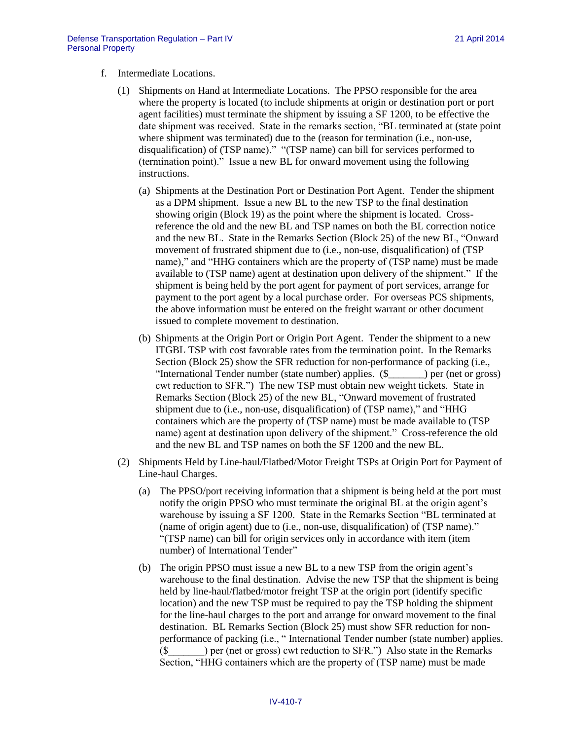f. Intermediate Locations.

(1) Shipments on Hand at Intermediate Locations. The PPSO responsible for the area where the property is located (to include shipments at origin or destination port or port agent facilities) must terminate the shipment by issuing a SF 1200, to be effective the date shipment was received. State in the remarks section, "BL terminated at (state point where shipment was terminated) due to the (reason for termination (i.e., non-use, disqualification) of (TSP name)." "(TSP name) can bill for services performed to (termination point)." Issue a new BL for onward movement using the following instructions.

(a) Shipments at the Destination Port or Destination Port Agent. Tender the shipment as a DPM shipment. Issue a new BL to the new TSP to the final destination showing origin (Block 19) as the point where the shipment is located. Cross-reference the old and the new BL and TSP names on both the BL correction notice and the new BL. State in the Remarks Section (Block 25) of the new BL, "Onward movement of frustrated shipment due to (i.e., non-use, disqualification) of (TSP name)," and "HHG containers which are the property of (TSP name) must be made available to (TSP name) agent at destination upon delivery of the shipment." If the shipment is being held by the port agent for payment of port services, arrange for payment to the port agent by a local purchase order. For overseas PCS shipments, the above information must be entered on the freight warrant or other document issued to complete movement to destination.

(b) Shipments at the Origin Port or Origin Port Agent. Tender the shipment to a new ITGBL TSP with cost favorable rates from the termination point. In the Remarks Section (Block 25) show the SFR reduction for non-performance of packing (i.e., "International Tender number (state number) applies. ($_______) per (net or gross) cwt reduction to SFR.") The new TSP must obtain new weight tickets. State in Remarks Section (Block 25) of the new BL, "Onward movement of frustrated shipment due to (i.e., non-use, disqualification) of (TSP name)," and "HHG containers which are the property of (TSP name) must be made available to (TSP name) agent at destination upon delivery of the shipment." Cross-reference the old and the new BL and TSP names on both the SF 1200 and the new BL.

(2) Shipments Held by Line-haul/Flatbed/Motor Freight TSPs at Origin Port for Payment of Line-haul Charges.

(a) The PPSO/port receiving information that a shipment is being held at the port must notify the origin PPSO who must terminate the original BL at the origin agent's warehouse by issuing a SF 1200. State in the Remarks Section "BL terminated at (name of origin agent) due to (i.e., non-use, disqualification) of (TSP name)." "(TSP name) can bill for origin services only in accordance with item (item number) of International Tender"

(b) The origin PPSO must issue a new BL to a new TSP from the origin agent's warehouse to the final destination. Advise the new TSP that the shipment is being held by line-haul/flatbed/motor freight TSP at the origin port (identify specific location) and the new TSP must be required to pay the TSP holding the shipment for the line-haul charges to the port and arrange for onward movement to the final destination. BL Remarks Section (Block 25) must show SFR reduction for non-performance of packing (i.e., " International Tender number (state number) applies. ($_______) per (net or gross) cwt reduction to SFR.") Also state in the Remarks Section, "HHG containers which are the property of (TSP name) must be made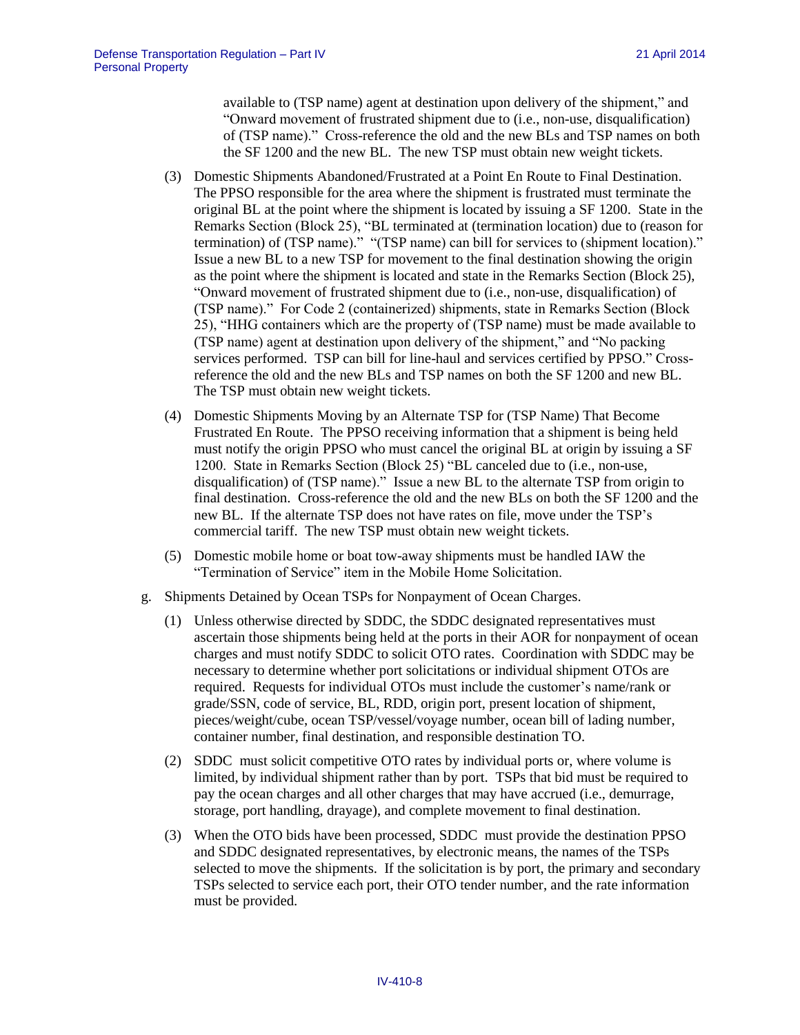available to (TSP name) agent at destination upon delivery of the shipment," and "Onward movement of frustrated shipment due to (i.e., non-use, disqualification) of (TSP name)." Cross-reference the old and the new BLs and TSP names on both the SF 1200 and the new BL. The new TSP must obtain new weight tickets.

(3) Domestic Shipments Abandoned/Frustrated at a Point En Route to Final Destination. The PPSO responsible for the area where the shipment is frustrated must terminate the original BL at the point where the shipment is located by issuing a SF 1200. State in the Remarks Section (Block 25), "BL terminated at (termination location) due to (reason for termination) of (TSP name)." "(TSP name) can bill for services to (shipment location)." Issue a new BL to a new TSP for movement to the final destination showing the origin as the point where the shipment is located and state in the Remarks Section (Block 25), "Onward movement of frustrated shipment due to (i.e., non-use, disqualification) of (TSP name)." For Code 2 (containerized) shipments, state in Remarks Section (Block 25), "HHG containers which are the property of (TSP name) must be made available to (TSP name) agent at destination upon delivery of the shipment," and "No packing services performed. TSP can bill for line-haul and services certified by PPSO." Cross-reference the old and the new BLs and TSP names on both the SF 1200 and new BL. The TSP must obtain new weight tickets.

(4) Domestic Shipments Moving by an Alternate TSP for (TSP Name) That Become Frustrated En Route. The PPSO receiving information that a shipment is being held must notify the origin PPSO who must cancel the original BL at origin by issuing a SF 1200. State in Remarks Section (Block 25) "BL canceled due to (i.e., non-use, disqualification) of (TSP name)." Issue a new BL to the alternate TSP from origin to final destination. Cross-reference the old and the new BLs on both the SF 1200 and the new BL. If the alternate TSP does not have rates on file, move under the TSP's commercial tariff. The new TSP must obtain new weight tickets.

(5) Domestic mobile home or boat tow-away shipments must be handled IAW the "Termination of Service" item in the Mobile Home Solicitation.

g. Shipments Detained by Ocean TSPs for Nonpayment of Ocean Charges.

(1) Unless otherwise directed by SDDC, the SDDC designated representatives must ascertain those shipments being held at the ports in their AOR for nonpayment of ocean charges and must notify SDDC to solicit OTO rates. Coordination with SDDC may be necessary to determine whether port solicitations or individual shipment OTOs are required. Requests for individual OTOs must include the customer's name/rank or grade/SSN, code of service, BL, RDD, origin port, present location of shipment, pieces/weight/cube, ocean TSP/vessel/voyage number, ocean bill of lading number, container number, final destination, and responsible destination TO.

(2) SDDC must solicit competitive OTO rates by individual ports or, where volume is limited, by individual shipment rather than by port. TSPs that bid must be required to pay the ocean charges and all other charges that may have accrued (i.e., demurrage, storage, port handling, drayage), and complete movement to final destination.

(3) When the OTO bids have been processed, SDDC must provide the destination PPSO and SDDC designated representatives, by electronic means, the names of the TSPs selected to move the shipments. If the solicitation is by port, the primary and secondary TSPs selected to service each port, their OTO tender number, and the rate information must be provided.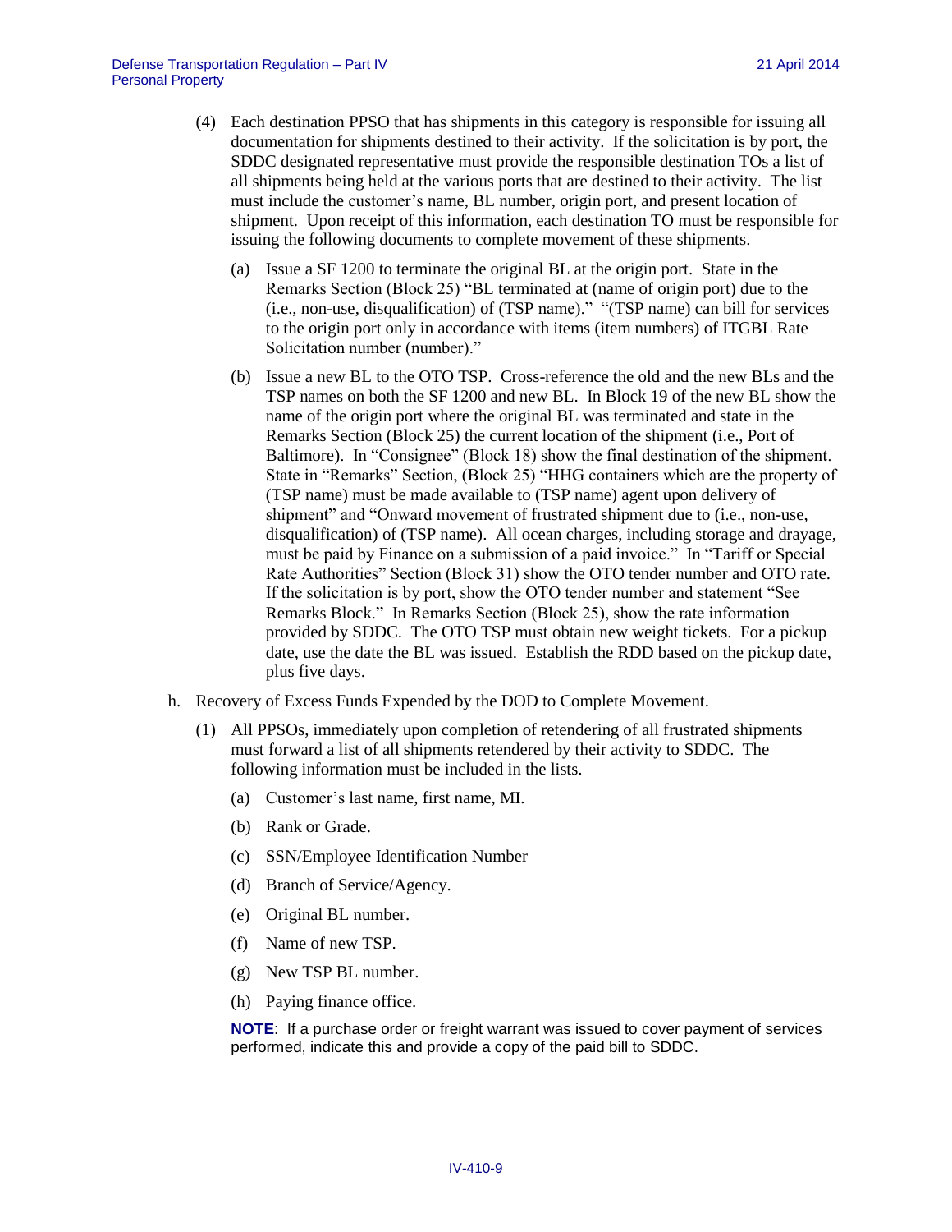(4) Each destination PPSO that has shipments in this category is responsible for issuing all documentation for shipments destined to their activity. If the solicitation is by port, the SDDC designated representative must provide the responsible destination TOs a list of all shipments being held at the various ports that are destined to their activity. The list must include the customer's name, BL number, origin port, and present location of shipment. Upon receipt of this information, each destination TO must be responsible for issuing the following documents to complete movement of these shipments.

(a) Issue a SF 1200 to terminate the original BL at the origin port. State in the Remarks Section (Block 25) "BL terminated at (name of origin port) due to the (i.e., non-use, disqualification) of (TSP name)." "(TSP name) can bill for services to the origin port only in accordance with items (item numbers) of ITGBL Rate Solicitation number (number)."

(b) Issue a new BL to the OTO TSP. Cross-reference the old and the new BLs and the TSP names on both the SF 1200 and new BL. In Block 19 of the new BL show the name of the origin port where the original BL was terminated and state in the Remarks Section (Block 25) the current location of the shipment (i.e., Port of Baltimore). In "Consignee" (Block 18) show the final destination of the shipment. State in "Remarks" Section, (Block 25) "HHG containers which are the property of (TSP name) must be made available to (TSP name) agent upon delivery of shipment" and "Onward movement of frustrated shipment due to (i.e., non-use, disqualification) of (TSP name). All ocean charges, including storage and drayage, must be paid by Finance on a submission of a paid invoice." In "Tariff or Special Rate Authorities" Section (Block 31) show the OTO tender number and OTO rate. If the solicitation is by port, show the OTO tender number and statement "See Remarks Block." In Remarks Section (Block 25), show the rate information provided by SDDC. The OTO TSP must obtain new weight tickets. For a pickup date, use the date the BL was issued. Establish the RDD based on the pickup date, plus five days.

h. Recovery of Excess Funds Expended by the DOD to Complete Movement.

(1) All PPSOs, immediately upon completion of retendering of all frustrated shipments must forward a list of all shipments retendered by their activity to SDDC. The following information must be included in the lists.

(a) Customer's last name, first name, MI.

(b) Rank or Grade.

(c) SSN/Employee Identification Number

(d) Branch of Service/Agency.

(e) Original BL number.

(f) Name of new TSP.

(g) New TSP BL number.

(h) Paying finance office.

**NOTE**: If a purchase order or freight warrant was issued to cover payment of services performed, indicate this and provide a copy of the paid bill to SDDC.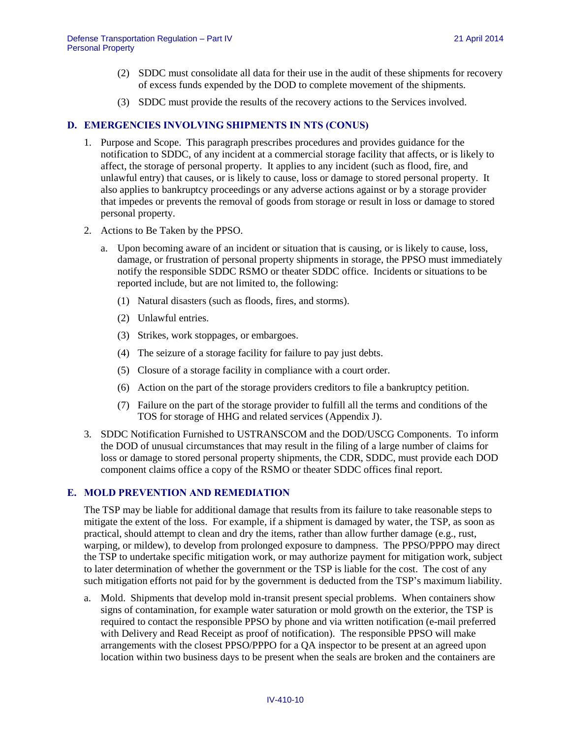(2) SDDC must consolidate all data for their use in the audit of these shipments for recovery of excess funds expended by the DOD to complete movement of the shipments.

(3) SDDC must provide the results of the recovery actions to the Services involved.

## D. EMERGENCIES INVOLVING SHIPMENTS IN NTS (CONUS)

1. Purpose and Scope. This paragraph prescribes procedures and provides guidance for the notification to SDDC, of any incident at a commercial storage facility that affects, or is likely to affect, the storage of personal property. It applies to any incident (such as flood, fire, and unlawful entry) that causes, or is likely to cause, loss or damage to stored personal property. It also applies to bankruptcy proceedings or any adverse actions against or by a storage provider that impedes or prevents the removal of goods from storage or result in loss or damage to stored personal property.

2. Actions to Be Taken by the PPSO.

   a. Upon becoming aware of an incident or situation that is causing, or is likely to cause, loss, damage, or frustration of personal property shipments in storage, the PPSO must immediately notify the responsible SDDC RSMO or theater SDDC office. Incidents or situations to be reported include, but are not limited to, the following:

      (1) Natural disasters (such as floods, fires, and storms).

      (2) Unlawful entries.

      (3) Strikes, work stoppages, or embargoes.

      (4) The seizure of a storage facility for failure to pay just debts.

      (5) Closure of a storage facility in compliance with a court order.

      (6) Action on the part of the storage providers creditors to file a bankruptcy petition.

      (7) Failure on the part of the storage provider to fulfill all the terms and conditions of the TOS for storage of HHG and related services (Appendix J).

3. SDDC Notification Furnished to USTRANSCOM and the DOD/USCG Components. To inform the DOD of unusual circumstances that may result in the filing of a large number of claims for loss or damage to stored personal property shipments, the CDR, SDDC, must provide each DOD component claims office a copy of the RSMO or theater SDDC offices final report.

## E. MOLD PREVENTION AND REMEDIATION

The TSP may be liable for additional damage that results from its failure to take reasonable steps to mitigate the extent of the loss. For example, if a shipment is damaged by water, the TSP, as soon as practical, should attempt to clean and dry the items, rather than allow further damage (e.g., rust, warping, or mildew), to develop from prolonged exposure to dampness. The PPSO/PPPO may direct the TSP to undertake specific mitigation work, or may authorize payment for mitigation work, subject to later determination of whether the government or the TSP is liable for the cost. The cost of any such mitigation efforts not paid for by the government is deducted from the TSP's maximum liability.

a. Mold. Shipments that develop mold in-transit present special problems. When containers show signs of contamination, for example water saturation or mold growth on the exterior, the TSP is required to contact the responsible PPSO by phone and via written notification (e-mail preferred with Delivery and Read Receipt as proof of notification). The responsible PPSO will make arrangements with the closest PPSO/PPPO for a QA inspector to be present at an agreed upon location within two business days to be present when the seals are broken and the containers are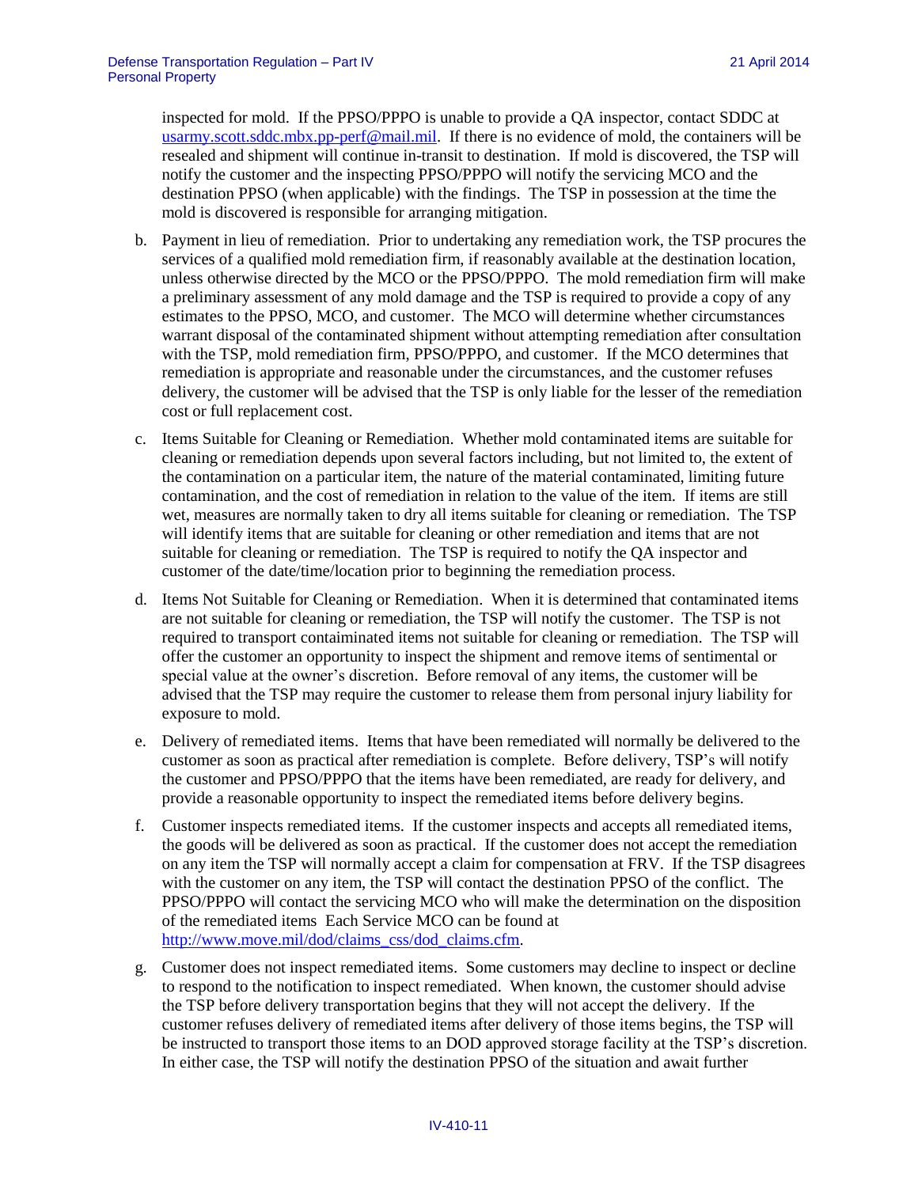inspected for mold. If the PPSO/PPPO is unable to provide a QA inspector, contact SDDC at usarmy.scott.sddc.mbx.pp-perf@mail.mil. If there is no evidence of mold, the containers will be resealed and shipment will continue in-transit to destination. If mold is discovered, the TSP will notify the customer and the inspecting PPSO/PPPO will notify the servicing MCO and the destination PPSO (when applicable) with the findings. The TSP in possession at the time the mold is discovered is responsible for arranging mitigation.

b. Payment in lieu of remediation. Prior to undertaking any remediation work, the TSP procures the services of a qualified mold remediation firm, if reasonably available at the destination location, unless otherwise directed by the MCO or the PPSO/PPPO. The mold remediation firm will make a preliminary assessment of any mold damage and the TSP is required to provide a copy of any estimates to the PPSO, MCO, and customer. The MCO will determine whether circumstances warrant disposal of the contaminated shipment without attempting remediation after consultation with the TSP, mold remediation firm, PPSO/PPPO, and customer. If the MCO determines that remediation is appropriate and reasonable under the circumstances, and the customer refuses delivery, the customer will be advised that the TSP is only liable for the lesser of the remediation cost or full replacement cost.

c. Items Suitable for Cleaning or Remediation. Whether mold contaminated items are suitable for cleaning or remediation depends upon several factors including, but not limited to, the extent of the contamination on a particular item, the nature of the material contaminated, limiting future contamination, and the cost of remediation in relation to the value of the item. If items are still wet, measures are normally taken to dry all items suitable for cleaning or remediation. The TSP will identify items that are suitable for cleaning or other remediation and items that are not suitable for cleaning or remediation. The TSP is required to notify the QA inspector and customer of the date/time/location prior to beginning the remediation process.

d. Items Not Suitable for Cleaning or Remediation. When it is determined that contaminated items are not suitable for cleaning or remediation, the TSP will notify the customer. The TSP is not required to transport containminated items not suitable for cleaning or remediation. The TSP will offer the customer an opportunity to inspect the shipment and remove items of sentimental or special value at the owner's discretion. Before removal of any items, the customer will be advised that the TSP may require the customer to release them from personal injury liability for exposure to mold.

e. Delivery of remediated items. Items that have been remediated will normally be delivered to the customer as soon as practical after remediation is complete. Before delivery, TSP's will notify the customer and PPSO/PPPO that the items have been remediated, are ready for delivery, and provide a reasonable opportunity to inspect the remediated items before delivery begins.

f. Customer inspects remediated items. If the customer inspects and accepts all remediated items, the goods will be delivered as soon as practical. If the customer does not accept the remediation on any item the TSP will normally accept a claim for compensation at FRV. If the TSP disagrees with the customer on any item, the TSP will contact the destination PPSO of the conflict. The PPSO/PPPO will contact the servicing MCO who will make the determination on the disposition of the remediated items Each Service MCO can be found at http://www.move.mil/dod/claims_css/dod_claims.cfm.

g. Customer does not inspect remediated items. Some customers may decline to inspect or decline to respond to the notification to inspect remediated. When known, the customer should advise the TSP before delivery transportation begins that they will not accept the delivery. If the customer refuses delivery of remediated items after delivery of those items begins, the TSP will be instructed to transport those items to an DOD approved storage facility at the TSP's discretion. In either case, the TSP will notify the destination PPSO of the situation and await further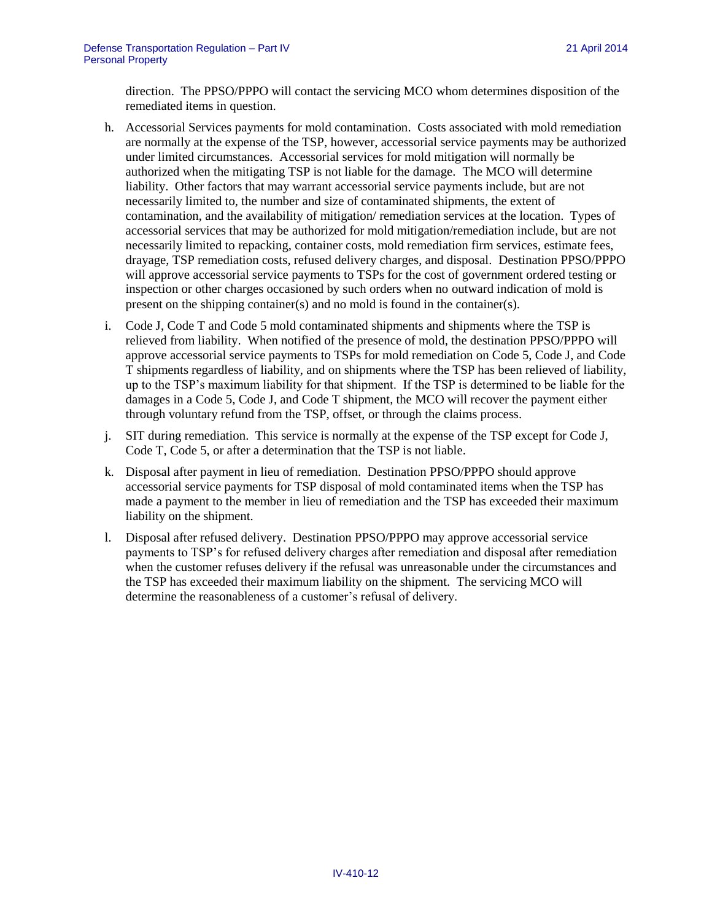direction. The PPSO/PPPO will contact the servicing MCO whom determines disposition of the remediated items in question.

h. Accessorial Services payments for mold contamination. Costs associated with mold remediation are normally at the expense of the TSP, however, accessorial service payments may be authorized under limited circumstances. Accessorial services for mold mitigation will normally be authorized when the mitigating TSP is not liable for the damage. The MCO will determine liability. Other factors that may warrant accessorial service payments include, but are not necessarily limited to, the number and size of contaminated shipments, the extent of contamination, and the availability of mitigation/ remediation services at the location. Types of accessorial services that may be authorized for mold mitigation/remediation include, but are not necessarily limited to repacking, container costs, mold remediation firm services, estimate fees, drayage, TSP remediation costs, refused delivery charges, and disposal. Destination PPSO/PPPO will approve accessorial service payments to TSPs for the cost of government ordered testing or inspection or other charges occasioned by such orders when no outward indication of mold is present on the shipping container(s) and no mold is found in the container(s).

i. Code J, Code T and Code 5 mold contaminated shipments and shipments where the TSP is relieved from liability. When notified of the presence of mold, the destination PPSO/PPPO will approve accessorial service payments to TSPs for mold remediation on Code 5, Code J, and Code T shipments regardless of liability, and on shipments where the TSP has been relieved of liability, up to the TSP's maximum liability for that shipment. If the TSP is determined to be liable for the damages in a Code 5, Code J, and Code T shipment, the MCO will recover the payment either through voluntary refund from the TSP, offset, or through the claims process.

j. SIT during remediation. This service is normally at the expense of the TSP except for Code J, Code T, Code 5, or after a determination that the TSP is not liable.

k. Disposal after payment in lieu of remediation. Destination PPSO/PPPO should approve accessorial service payments for TSP disposal of mold contaminated items when the TSP has made a payment to the member in lieu of remediation and the TSP has exceeded their maximum liability on the shipment.

l. Disposal after refused delivery. Destination PPSO/PPPO may approve accessorial service payments to TSP's for refused delivery charges after remediation and disposal after remediation when the customer refuses delivery if the refusal was unreasonable under the circumstances and the TSP has exceeded their maximum liability on the shipment. The servicing MCO will determine the reasonableness of a customer's refusal of delivery.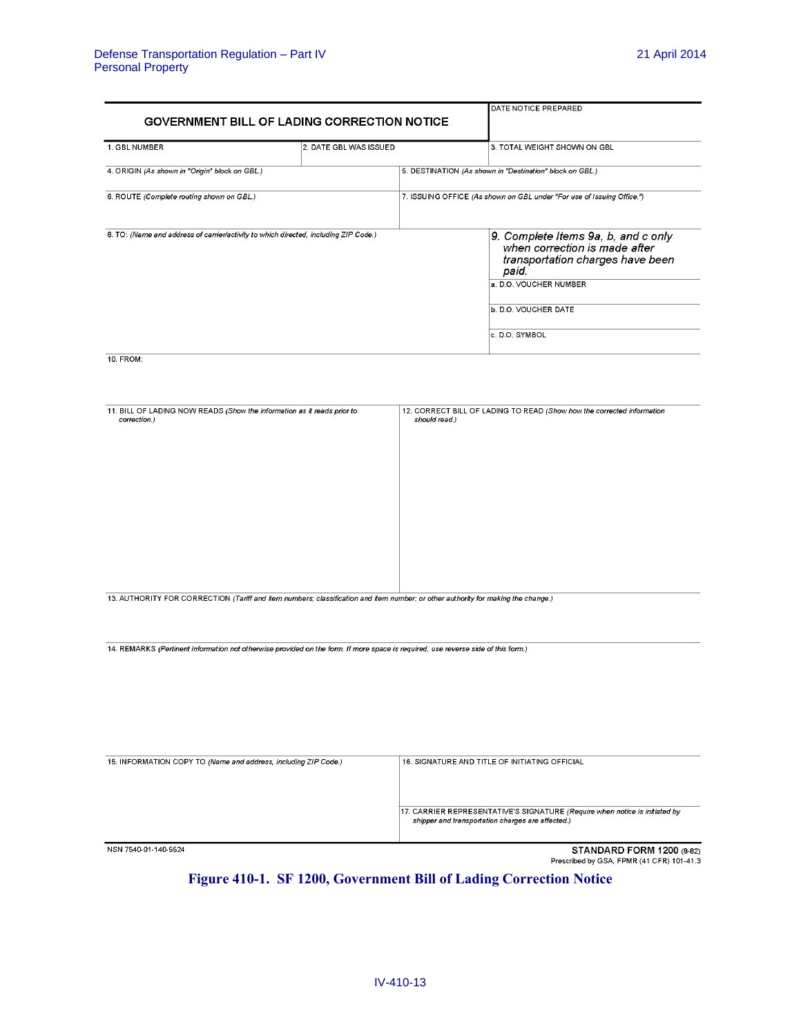## GOVERNMENT BILL OF LADING CORRECTION NOTICE

| GOVERNMENT BILL OF LADING CORRECTION NOTICE | | DATE NOTICE PREPARED |
|---|---|---|
| 1. GBL NUMBER | 2. DATE GBL WAS ISSUED | 3. TOTAL WEIGHT SHOWN ON GBL |
| 4. ORIGIN *(As shown in "Origin" block on GBL.)* | 5. DESTINATION *(As shown in "Destination" block on GBL.)* | |
| 6. ROUTE *(Complete routing shown on GBL.)* | 7. ISSUING OFFICE *(As shown on GBL under "For use of Issuing Office.")* | |
| 8. TO: *(Name and address of carrier/activity to which directed, including ZIP Code.)* | | *9. Complete Items 9a, b, and c only when correction is made after transportation charges have been paid.* |
| | | a. D.O. VOUCHER NUMBER |
| | | b. D.O. VOUCHER DATE |
| | | c. D.O. SYMBOL |

10. FROM:

| 11. BILL OF LADING NOW READS *(Show the information as it reads prior to correction.)* | 12. CORRECT BILL OF LADING TO READ *(Show how the corrected information should read.)* |
|---|---|

13. AUTHORITY FOR CORRECTION *(Tariff and item numbers; classification and item number; or other authority for making the change.)*

14. REMARKS *(Pertinent information not otherwise provided on the form. If more space is required, use reverse side of this form.)*

| 15. INFORMATION COPY TO *(Name and address, including ZIP Code.)* | 16. SIGNATURE AND TITLE OF INITIATING OFFICIAL |
|---|---|
| | 17. CARRIER REPRESENTATIVE'S SIGNATURE *(Require when notice is initiated by shipper and transportation charges are affected.)* |

NSN 7540-01-140-5524

**STANDARD FORM 1200** (8-82)
Prescribed by GSA, FPMR (41 CFR) 101-41.3

**Figure 410-1. SF 1200, Government Bill of Lading Correction Notice**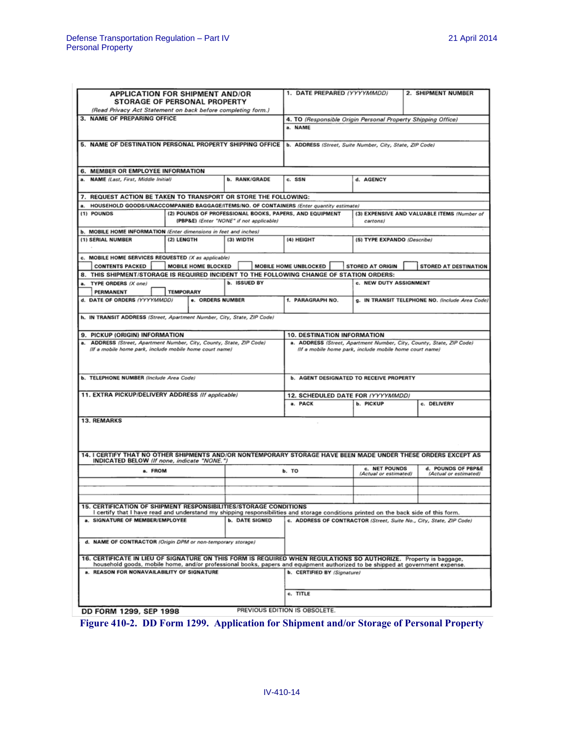**APPLICATION FOR SHIPMENT AND/OR STORAGE OF PERSONAL PROPERTY**

*(Read Privacy Act Statement on back before completing form.)*

| 1. DATE PREPARED *(YYYYMMDD)* | 2. SHIPMENT NUMBER |
|---|---|
| | |

| 3. NAME OF PREPARING OFFICE | 4. TO *(Responsible Origin Personal Property Shipping Office)* a. NAME |
|---|---|
| 5. NAME OF DESTINATION PERSONAL PROPERTY SHIPPING OFFICE | b. ADDRESS *(Street, Suite Number, City, State, ZIP Code)* |

**6. MEMBER OR EMPLOYEE INFORMATION**

| a. NAME *(Last, First, Middle Initial)* | b. RANK/GRADE | c. SSN | d. AGENCY |
|---|---|---|---|
| | | | |

**7. REQUEST ACTION BE TAKEN TO TRANSPORT OR STORE THE FOLLOWING:**

a. HOUSEHOLD GOODS/UNACCOMPANIED BAGGAGE/ITEMS/NO. OF CONTAINERS *(Enter quantity estimate)*

| (1) POUNDS | (2) POUNDS OF PROFESSIONAL BOOKS, PAPERS, AND EQUIPMENT (PBP&E) *(Enter "NONE" if not applicable)* | (3) EXPENSIVE AND VALUABLE ITEMS *(Number of cartons)* |
|---|---|---|
| | | |

b. MOBILE HOME INFORMATION *(Enter dimensions in feet and inches)*

| (1) SERIAL NUMBER | (2) LENGTH | (3) WIDTH | (4) HEIGHT | (5) TYPE EXPANDO *(Describe)* |
|---|---|---|---|---|
| | | | | |

c. MOBILE HOME SERVICES REQUESTED *(X as applicable)*

☐ CONTENTS PACKED ☐ MOBILE HOME BLOCKED ☐ MOBILE HOME UNBLOCKED ☐ STORED AT ORIGIN ☐ STORED AT DESTINATION

**8. THIS SHIPMENT/STORAGE IS REQUIRED INCIDENT TO THE FOLLOWING CHANGE OF STATION ORDERS:**

| a. TYPE ORDERS *(X one)* ☐ PERMANENT ☐ TEMPORARY | b. ISSUED BY | c. NEW DUTY ASSIGNMENT |
|---|---|---|

| d. DATE OF ORDERS *(YYYYMMDD)* | e. ORDERS NUMBER | f. PARAGRAPH NO. | g. IN TRANSIT TELEPHONE NO. *(Include Area Code)* |
|---|---|---|---|
| | | | |

h. IN TRANSIT ADDRESS *(Street, Apartment Number, City, State, ZIP Code)*

| 9. PICKUP (ORIGIN) INFORMATION | 10. DESTINATION INFORMATION |
|---|---|
| a. ADDRESS *(Street, Apartment Number, City, County, State, ZIP Code) (If a mobile home park, include mobile home court name)* | a. ADDRESS *(Street, Apartment Number, City, County, State, ZIP Code) (If a mobile home park, include mobile home court name)* |
| b. TELEPHONE NUMBER *(Include Area Code)* | b. AGENT DESIGNATED TO RECEIVE PROPERTY |

| 11. EXTRA PICKUP/DELIVERY ADDRESS *(If applicable)* | 12. SCHEDULED DATE FOR *(YYYYMMDD)* a. PACK | b. PICKUP | c. DELIVERY |
|---|---|---|---|
| | | | |

**13. REMARKS**

**14. I CERTIFY THAT NO OTHER SHIPMENTS AND/OR NONTEMPORARY STORAGE HAVE BEEN MADE UNDER THESE ORDERS EXCEPT AS INDICATED BELOW** *(If none, indicate "NONE.")*

| a. FROM | b. TO | c. NET POUNDS *(Actual or estimated)* | d. POUNDS OF PBP&E *(Actual or estimated)* |
|---|---|---|---|
| | | | |
| | | | |
| | | | |

**15. CERTIFICATION OF SHIPMENT RESPONSIBILITIES/STORAGE CONDITIONS**

I certify that I have read and understand my shipping responsibilities and storage conditions printed on the back side of this form.

| a. SIGNATURE OF MEMBER/EMPLOYEE | b. DATE SIGNED | c. ADDRESS OF CONTRACTOR *(Street, Suite No., City, State, ZIP Code)* |
|---|---|---|
| d. NAME OF CONTRACTOR *(Origin DPM or non-temporary storage)* | | |

**16. CERTIFICATE IN LIEU OF SIGNATURE ON THIS FORM IS REQUIRED WHEN REGULATIONS SO AUTHORIZE.** Property is baggage, household goods, mobile home, and/or professional books, papers and equipment authorized to be shipped at government expense.

| a. REASON FOR NONAVAILABILITY OF SIGNATURE | b. CERTIFIED BY *(Signature)* |
|---|---|
| | c. TITLE |

**DD FORM 1299, SEP 1998** PREVIOUS EDITION IS OBSOLETE.

**Figure 410-2. DD Form 1299. Application for Shipment and/or Storage of Personal Property**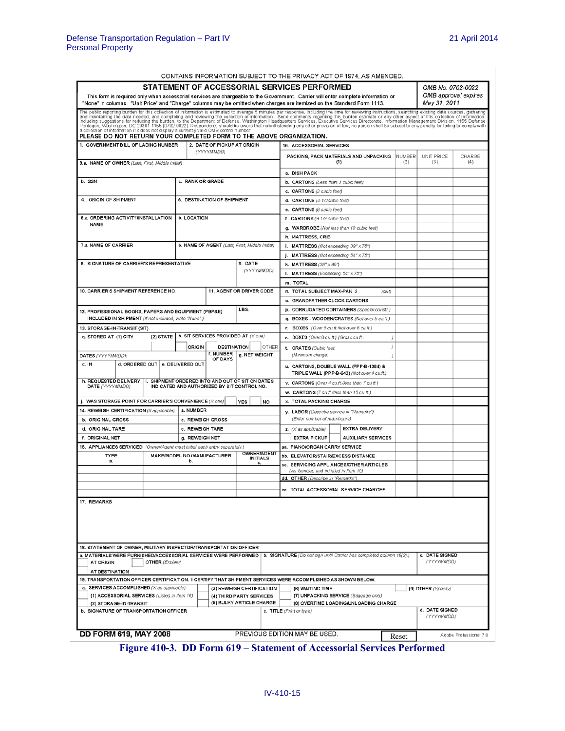CONTAINS INFORMATION SUBJECT TO THE PRIVACY ACT OF 1974, AS AMENDED.

# STATEMENT OF ACCESSORIAL SERVICES PERFORMED

*OMB No. 0702-0022*
*OMB approval expires May 31, 2011*

This form is required only when accessorial services are chargeable to the Government. Carrier will enter complete information or "None" in columns. "Unit Price" and "Charge" columns may be omitted when charges are itemized on the Standard Form 1113.

The public reporting burden for this collection of information is estimated to average 5 minutes per response, including the time for reviewing instructions, searching existing data sources, gathering and maintaining the data needed, and completing and reviewing the collection of information. Send comments regarding this burden estimate or any other aspect of this collection of information, including suggestions for reducing the burden, to the Department of Defense, Washington Headquarters Services, Executive Services Directorate, Information Management Division, 1155 Defense Pentagon, Washington, DC 20301-1155 (0702-0022). Respondents should be aware that notwithstanding any other provision of law, no person shall be subject to any penalty for failing to comply with a collection of information if it does not display a currently valid OMB control number.

**PLEASE DO NOT RETURN YOUR COMPLETED FORM TO THE ABOVE ORGANIZATION.**

1. GOVERNMENT BILL OF LADING NUMBER
2. DATE OF PICKUP AT ORIGIN *(YYYYMMDD)*
3.a. NAME OF OWNER *(Last, First, Middle Initial)*
b. SSN
c. RANK OR GRADE
4. ORIGIN OF SHIPMENT
5. DESTINATION OF SHIPMENT
6.a. ORDERING ACTIVITY/INSTALLATION NAME
b. LOCATION
7.a. NAME OF CARRIER
b. NAME OF AGENT *(Last, First, Middle Initial)*
8. SIGNATURE OF CARRIER'S REPRESENTATIVE
9. DATE *(YYYYMMDD)*
10. CARRIER'S SHIPMENT REFERENCE NO.
11. AGENT OR DRIVER CODE
12. PROFESSIONAL BOOKS, PAPERS AND EQUIPMENT (PBP&E) INCLUDED IN SHIPMENT *(If not included, write "None")* — LBS.

13. STORAGE-IN-TRANSIT (SIT)
a. STORED AT (1) CITY (2) STATE
b. SIT SERVICES PROVIDED AT *(X one)*: ORIGIN / DESTINATION / OTHER
DATES *(YYYYMMDD)*:
c. IN
d. ORDERED OUT
e. DELIVERED OUT
f. NUMBER OF DAYS
g. NET WEIGHT
h. REQUESTED DELIVERY DATE *(YYYYMMDD)*
i. SHIPMENT ORDERED INTO AND OUT OF SIT ON DATES INDICATED AND AUTHORIZED BY SIT CONTROL NO.
j. WAS STORAGE POINT FOR CARRIER'S CONVENIENCE *(X one)*: YES / NO

14. REWEIGH CERTIFICATION *(If applicable)*
a. NUMBER
b. ORIGINAL GROSS
c. REWEIGH GROSS
d. ORIGINAL TARE
e. REWEIGH TARE
f. ORIGINAL NET
g. REWEIGH NET

15. APPLIANCES SERVICED *(Owner/Agent must initial each entry separately.)*

| TYPE a. | MAKE/MODEL NO./MANUFACTURER b. | OWNER/AGENT INITIALS c. |
|---|---|---|
| | | |
| | | |
| | | |
| | | |
| | | |

16. ACCESSORIAL SERVICES

| PACKING, PACK MATERIALS AND UNPACKING (1) | NUMBER (2) | UNIT PRICE (3) | CHARGE (4) |
|---|---|---|---|
| a. DISH PACK | | | |
| b. CARTONS *(Less than 3 cubic feet)* | | | |
| c. CARTONS *(3 cubic feet)* | | | |
| d. CARTONS *(4-1/2cubic feet)* | | | |
| e. CARTONS *(6 cubic feet)* | | | |
| f. CARTONS *(6-1/2 cubic feet)* | | | |
| g. WARDROBE *(Not less than 10 cubic feet)* | | | |
| h. MATTRESS, CRIB | | | |
| i. MATTRESS *(Not exceeding 39" x 75")* | | | |
| j. MATTRESS *(Not exceeding 54" x 75")* | | | |
| k. MATTRESS *(39" x 80")* | | | |
| l. MATTRESS *(Exceeding 54" x 75")* | | | |
| m. TOTAL | | | |
| n. TOTAL SUBJECT MAX-PAK $ /cwt) | | | |
| o. GRANDFATHER CLOCK CARTONS | | | |
| p. CORRUGATED CONTAINERS *(Special constr.)* | | | |
| q. BOXES - WOODEN/CRATES *(Not over 5 cu.ft.)* | | | |
| r. BOXES *(Over 5 cu.ft./not over 8 cu.ft.)* | | | |
| s. BOXES *(Over 8 cu.ft.) (Gross cu.ft.: )* | | | |
| t. CRATES *(Cubic feet )* *(Minimum charge: )* | | | |
| u. CARTONS, DOUBLE WALL (PPP-B-1364) & TRIPLE WALL (PPP-B-640) *(Not over 4 cu.ft.)* | | | |
| v. CARTONS *(Over 4 cu.ft./less than 7 cu.ft.)* | | | |
| w. CARTONS *(7 cu.ft./less than 15 cu.ft.)* | | | |
| x. TOTAL PACKING CHARGE | | | |
| y. LABOR *(Describe service in "Remarks")* *(Enter number of man-hours)* | | | |
| z. *(X as applicable)* EXTRA DELIVERY / EXTRA PICKUP / AUXILIARY SERVICES | | | |
| aa. PIANO/ORGAN CARRY SERVICE | | | |
| bb. ELEVATOR/STAIR/EXCESS DISTANCE | | | |
| cc. SERVICING APPLIANCES/OTHER ARTICLES *(As itemized and initialed in Item 15)* | | | |
| dd. OTHER *(Describe in "Remarks")* | | | |
| ee. TOTAL ACCESSORIAL SERVICE CHARGES | | | |

17. REMARKS

18. STATEMENT OF OWNER, MILITARY INSPECTOR/TRANSPORTATION OFFICER
a. MATERIALS WERE FURNISHED/ACCESSORIAL SERVICES WERE PERFORMED: AT ORIGIN / OTHER *(Explain)* / AT DESTINATION
b. SIGNATURE *(Do not sign until Carrier has completed column 16(2).)*
c. DATE SIGNED *(YYYYMMDD)*

19. TRANSPORTATION OFFICER CERTIFICATION. I CERTIFY THAT SHIPMENT SERVICES WERE ACCOMPLISHED AS SHOWN BELOW.
a. SERVICES ACCOMPLISHED *(X as applicable)*
- (1) ACCESSORIAL SERVICES *(Listed in item 16)*
- (2) STORAGE-IN-TRANSIT
- (3) REWEIGH CERTIFICATION
- (4) THIRD PARTY SERVICES
- (5) BULKY ARTICLE CHARGE
- (6) WAITING TIME
- (7) UNPACKING SERVICE *(Baggage only)*
- (8) OVERTIME LOADING/UNLOADING CHARGE
- (9) OTHER *(Specify)*

b. SIGNATURE OF TRANSPORTATION OFFICER
c. TITLE *(Print or type)*
d. DATE SIGNED *(YYYYMMDD)*

**DD FORM 619, MAY 2008** PREVIOUS EDITION MAY BE USED. Reset Adobe Professional 7.0

**Figure 410-3. DD Form 619 – Statement of Accessorial Services Performed**